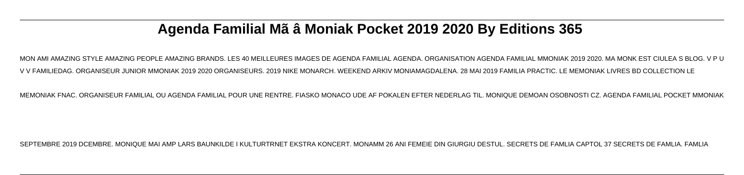# Agenda Familial Mã â Moniak Pocket 2019 2020 By Editions 365

MON AMI AMAZING STYLE AMAZING PEOPLE AMAZING BRANDS. LES 40 MEILLEURES IMAGES DE AGENDA FAMILIAL AGENDA. ORGANISATION AGENDA FAMILIAL MMONIAK 2019 2020. MA MONK EST CIULEA S BLOG. V P U V V FAMILIEDAG. ORGANISEUR JUNIOR MMONIAK 2019 2020 ORGANISEURS. 2019 NIKE MONARCH. WEEKEND ARKIV MONIAMAGDALENA. 28 MAI 2019 FAMILIA PRACTIC. LE MEMONIAK LIVRES BD COLLECTION LE MEMONIAK FNAC. ORGANISEUR FAMILIAL OU AGENDA FAMILIAL POUR UNE RENTRE. FIASKO MONACO UDE AF POKALEN EFTER NEDERLAG TIL. MONIQUE DEMOAN OSOBNOSTI CZ. AGENDA FAMILIAL POCKET MMONIAK SEPTEMBRE 2019 DCEMBRE. MONIQUE MAI AMP LARS BAUNKILDE I KULTURTRNET EKSTRA KONCERT. MONAMM 26 ANI FEMEIE DIN GIURGIU DESTUL. SECRETS DE FAMLIA CAPTOL 37 SECRETS DE FAMLIA. FAMLIA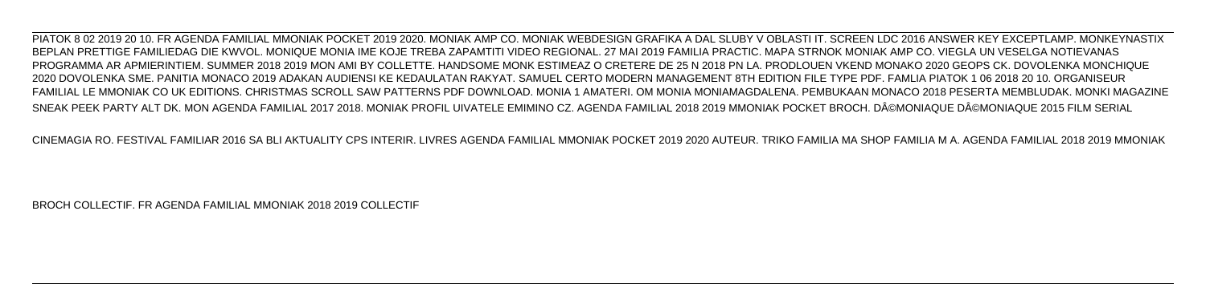PIATOK 8 02 2019 20 10. FR AGENDA FAMILIAL MMONIAK POCKET 2019 2020. MONIAK AMP CO. MONIAK WEBDESIGN GRAFIKA A DAL SLUBY V OBLASTI IT. SCREEN LDC 2016 ANSWER KEY EXCEPTLAMP. MONKEYNASTIX BEPLAN PRETTIGE FAMILIEDAG DIE KWVOL. MONIQUE MONIA IME KOJE TREBA ZAPAMTITI VIDEO REGIONAL. 27 MAI 2019 FAMILIA PRACTIC. MAPA STRNOK MONIAK AMP CO. VIEGLA UN VESELGA NOTIEVANAS PROGRAMMA AR APMIERINTIEM. SUMMER 2018 2019 MON AMI BY COLLETTE. HANDSOME MONK ESTIMEAZ O CRETERE DE 25 N 2018 PN LA. PRODLOUEN VKEND MONAKO 2020 GEOPS CK. DOVOLENKA MONCHIQUE 2020 DOVOLENKA SME. PANITIA MONACO 2019 ADAKAN AUDIENSI KE KEDAULATAN RAKYAT. SAMUEL CERTO MODERN MANAGEMENT 8TH EDITION FILE TYPE PDF. FAMLIA PIATOK 1 06 2018 20 10. ORGANISEUR FAMILIAL LE MMONIAK CO UK EDITIONS. CHRISTMAS SCROLL SAW PATTERNS PDF DOWNLOAD. MONIA 1 AMATERI. OM MONIA MONIAMAGDALENA. PEMBUKAAN MONACO 2018 PESERTA MEMBLUDAK. MONKI MAGAZINE SNEAK PEEK PARTY ALT DK. MON AGENDA FAMILIAL 2017 2018. MONIAK PROFIL UIVATELE EMIMINO CZ. AGENDA FAMILIAL 2018 2019 MMONIAK POCKET BROCH. DÃ©MONIAQUE DÃ©MONIAQUE 2015 FILM SERIAL

CINEMAGIA RO. FESTIVAL FAMILIAR 2016 SA BLI AKTUALITY CPS INTERIR. LIVRES AGENDA FAMILIAL MMONIAK POCKET 2019 2020 AUTEUR. TRIKO FAMILIA MA SHOP FAMILIA M A. AGENDA FAMILIAL 2018 2019 MMONIAK

BROCH COLLECTIF. FR AGENDA FAMILIAL MMONIAK 2018 2019 COLLECTIF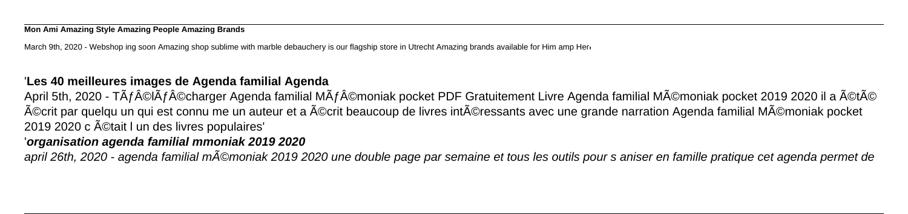**Mon Ami Amazing Style Amazing People Amazing Brands**

March 9th, 2020 - Webshop ing soon Amazing shop sublime with marble debauchery is our flagship store in Utrecht Amazing brands available for Him amp Her'

## 'Les 40 meilleures images de Agenda familial Agenda

April 5th, 2020 - TÃƒÂ©lÃƒÂ©charger Agenda familial MÃƒÂ©moniak pocket PDF Gratuitement Livre Agenda familial MÃ©moniak pocket 2019 2020 il a Ã©tÃ© Ã©crit par quelqu un qui est connu me un auteur et a Ã©crit beaucoup de livres intÃ©ressants avec une grande narration Agenda familial MÃ©moniak pocket 2019 2020 c Ã©tait l un des livres populaires'

## '*organisation agenda familial mmoniak 2019 2020*

*april 26th, 2020 - agenda familial mÃ©moniak 2019 2020 une double page par semaine et tous les outils pour s aniser en famille pratique cet agenda permet de*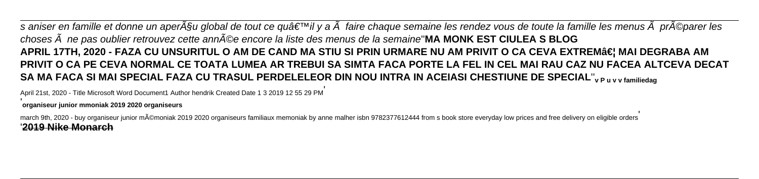*s aniser en famille et donne un aperÃ§u global de tout ce quâ€™il y a Ã  faire chaque semaine les rendez vous de toute la famille les menus Ã  prÃ©parer les choses Ã  ne pas oublier retrouvez cette annÃ©e encore la liste des menus de la semaine*''**MA MONK EST CIULEA S BLOG APRIL 17TH, 2020 - FAZA CU UNSURITUL O AM DE CAND MA STIU SI PRIN URMARE NU AM PRIVIT O CA CEVA EXTREMâ€¦ MAI DEGRABA AM PRIVIT O CA PE CEVA NORMAL CE TOATA LUMEA AR TREBUI SA SIMTA FACA PORTE LA FEL IN CEL MAI RAU CAZ NU FACEA ALTCEVA DECAT SA MA FACA SI MAI SPECIAL FAZA CU TRASUL PERDELELEOR DIN NOU INTRA IN ACEIASI CHESTIUNE DE SPECIAL**''**v P u v v familiedag**

April 21st, 2020 - Title Microsoft Word Document1 Author hendrik Created Date 1 3 2019 12 55 29 PM'

'**organiseur junior mmoniak 2019 2020 organiseurs**

march 9th, 2020 - buy organiseur junior mÃ©moniak 2019 2020 organiseurs familiaux memoniak by anne malher isbn 9782377612444 from s book store everyday low prices and free delivery on eligible orders'

'**2019 Nike Monarch**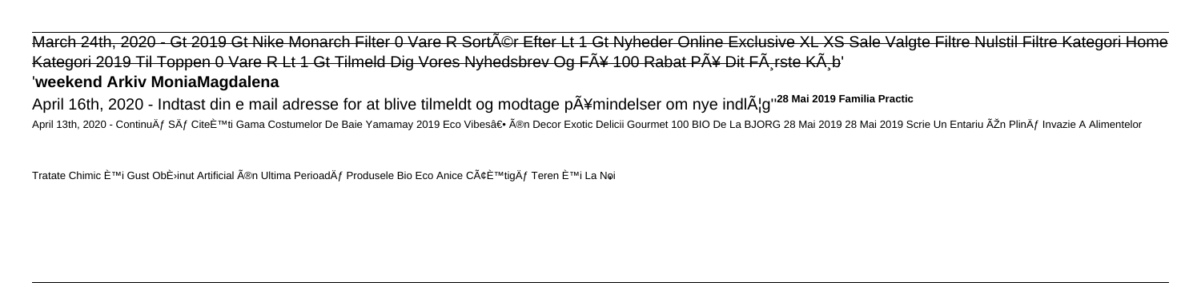March 24th, 2020 - Gt 2019 Gt Nike Monarch Filter 0 Vare R SortÃ©r Efter Lt 1 Gt Nyheder Online Exclusive XL XS Sale Valgte Filtre Nulstil Filtre Kategori Home Kategori 2019 Til Toppen 0 Vare R Lt 1 Gt Tilmeld Dig Vores Nyhedsbrev Og FÃ¥ 100 Rabat PÃ¥ Dit FÃ¸rste KÃ¸b'

'**weekend Arkiv MoniaMagdalena**

April 16th, 2020 - Indtast din e mail adresse for at blive tilmeldt og modtage pÃ¥mindelser om nye indlÃ¦g''**28 Mai 2019 Familia Practic**

April 13th, 2020 - ContinuÄƒ SÄƒ CiteÈ™ti Gama Costumelor De Baie Yamamay 2019 Eco Vibesâ€• Ã®n Decor Exotic Delicii Gourmet 100 BIO De La BJORG 28 Mai 2019 28 Mai 2019 Scrie Un Entariu ÃŽn PlinÄƒ Invazie A Alimentelor Tratate Chimic È™i Gust ObÈ›inut Artificial Ã®n Ultima PerioadÄƒ Produsele Bio Eco Anice CÃ¢È™tigÄƒ Teren È™i La Noi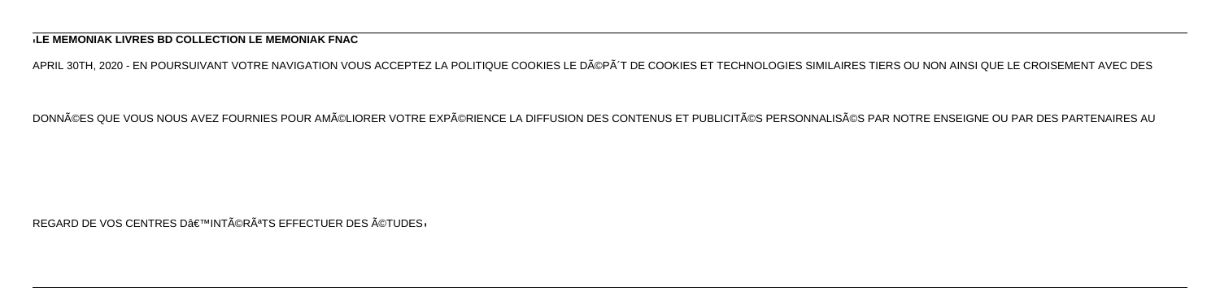**'LE MEMONIAK LIVRES BD COLLECTION LE MEMONIAK FNAC**

APRIL 30TH, 2020 - EN POURSUIVANT VOTRE NAVIGATION VOUS ACCEPTEZ LA POLITIQUE COOKIES LE DÃ©PÃ´T DE COOKIES ET TECHNOLOGIES SIMILAIRES TIERS OU NON AINSI QUE LE CROISEMENT AVEC DES DONNÃ©ES QUE VOUS NOUS AVEZ FOURNIES POUR AMÃ©LIORER VOTRE EXPÃ©RIENCE LA DIFFUSION DES CONTENUS ET PUBLICITÃ©S PERSONNALISÃ©S PAR NOTRE ENSEIGNE OU PAR DES PARTENAIRES AU REGARD DE VOS CENTRES Dâ€™INTÃ©RÃªTS EFFECTUER DES Ã©TUDES'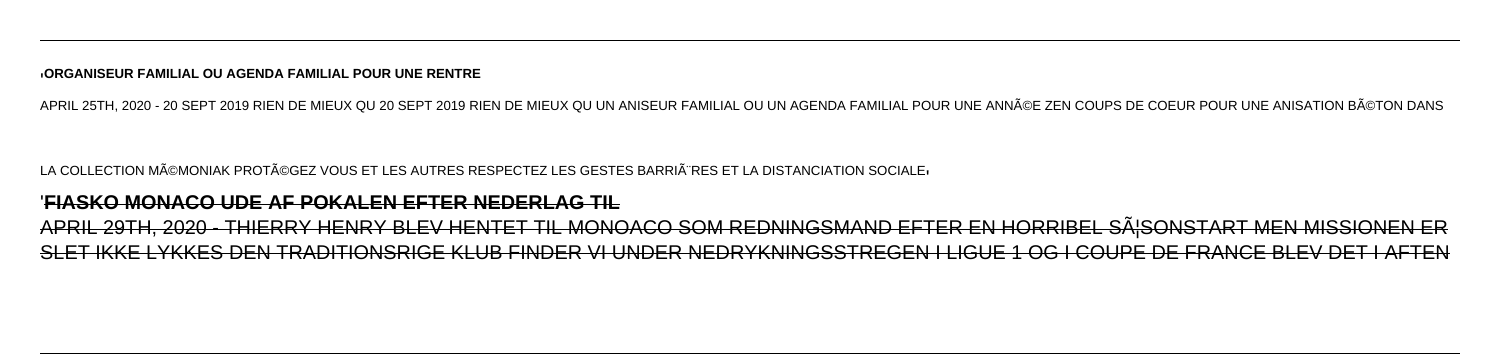'**ORGANISEUR FAMILIAL OU AGENDA FAMILIAL POUR UNE RENTRE**

APRIL 25TH, 2020 - 20 SEPT 2019 RIEN DE MIEUX QU 20 SEPT 2019 RIEN DE MIEUX QU UN ANISEUR FAMILIAL OU UN AGENDA FAMILIAL POUR UNE ANNÃ©E ZEN COUPS DE COEUR POUR UNE ANISATION BÃ©TON DANS LA COLLECTION MÃ©MONIAK PROTÃ©GEZ VOUS ET LES AUTRES RESPECTEZ LES GESTES BARRIÃ¨RES ET LA DISTANCIATION SOCIALE'

'**FIASKO MONACO UDE AF POKALEN EFTER NEDERLAG TIL**

APRIL 29TH, 2020 - THIERRY HENRY BLEV HENTET TIL MONOACO SOM REDNINGSMAND EFTER EN HORRIBEL SÃ¦SONSTART MEN MISSIONEN ER SLET IKKE LYKKES DEN TRADITIONSRIGE KLUB FINDER VI UNDER NEDRYKNINGSSTREGEN I LIGUE 1 OG I COUPE DE FRANCE BLEV DET I AFTEN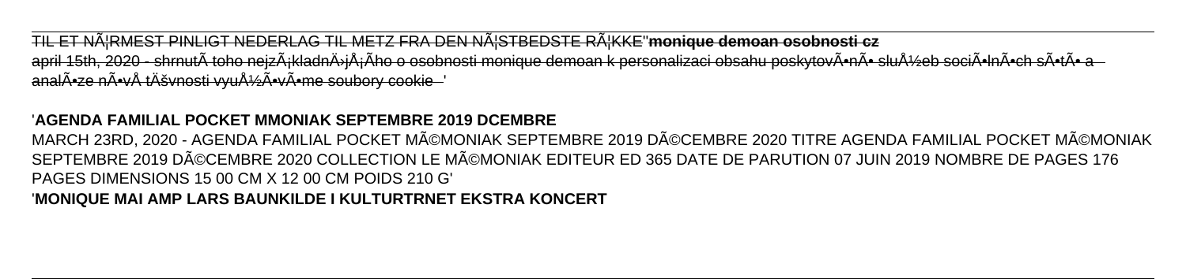~~TIL ET NÃ¦RMEST PINLIGT NEDERLAG TIL METZ FRA DEN NÃ¦STBEDSTE RÃ¦KKE''**monique demoan osobnosti cz**
april 15th, 2020 - shrnutÃ toho nejzÃ¡kladnÄ›jÅ¡Ãho o osobnosti monique demoan k personalizaci obsahu poskytovÃ•nÃ• sluÅ½eb sociÃ•lnÃ•ch sÃ•tÃ• a analÃ•ze nÃ•vÅ tÄšvnosti vyuÅ½Ã•vÃ•me soubory cookie~~ '

'**AGENDA FAMILIAL POCKET MMONIAK SEPTEMBRE 2019 DCEMBRE**
MARCH 23RD, 2020 - AGENDA FAMILIAL POCKET MÃ©MONIAK SEPTEMBRE 2019 DÃ©CEMBRE 2020 TITRE AGENDA FAMILIAL POCKET MÃ©MONIAK SEPTEMBRE 2019 DÃ©CEMBRE 2020 COLLECTION LE MÃ©MONIAK EDITEUR ED 365 DATE DE PARUTION 07 JUIN 2019 NOMBRE DE PAGES 176 PAGES DIMENSIONS 15 00 CM X 12 00 CM POIDS 210 G'
'**MONIQUE MAI AMP LARS BAUNKILDE I KULTURTRNET EKSTRA KONCERT**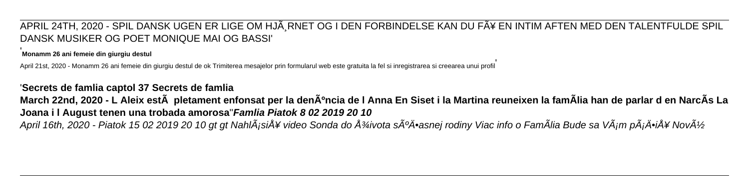APRIL 24TH, 2020 - SPIL DANSK UGEN ER LIGE OM HJÃ¸RNET OG I DEN FORBINDELSE KAN DU FÃ¥ EN INTIM AFTEN MED DEN TALENTFULDE SPIL DANSK MUSIKER OG POET MONIQUE MAI OG BASSI'

'**Monamm 26 ani femeie din giurgiu destul**

April 21st, 2020 - Monamm 26 ani femeie din giurgiu destul de ok Trimiterea mesajelor prin formularul web este gratuita la fel si inregistrarea si creearea unui profil'

'**Secrets de famlia captol 37 Secrets de famlia**

**March 22nd, 2020 - L Aleix estÃ  pletament enfonsat per la denÃºncia de l Anna En Siset i la Martina reuneixen la famÃlia han de parlar d en NarcÃs La Joana i l August tenen una trobada amorosa**''***Famlia Piatok 8 02 2019 20 10***

*April 16th, 2020 - Piatok 15 02 2019 20 10 gt gt NahlÃ¡siÅ¥ video Sonda do Å¾ivota sÃºÄ•asnej rodiny Viac info o FamÃlia Bude sa VÃ¡m pÃ¡Ä•iÅ¥ NovÃ½*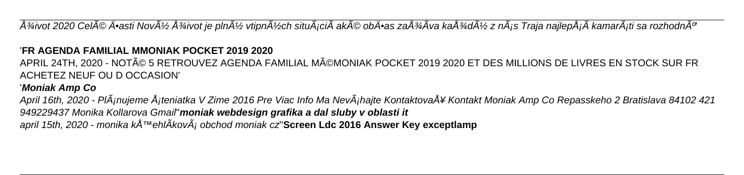Å¾ivot 2020 CelÃ© Ä•asti NovÃ½ Å¾ivot je plnÃ½ vtipnÃ½ch situÃ¡ciÃ akÃ© obÄ•as zaÅ¾Ãva kaÅ¾dÃ½ z nÃ¡s Traja najlepÅ¡Ã kamarÃ¡ti sa rozhodnÃº

'**FR AGENDA FAMILIAL MMONIAK POCKET 2019 2020**

APRIL 24TH, 2020 - NOTÃ© 5 RETROUVEZ AGENDA FAMILIAL MÃ©MONIAK POCKET 2019 2020 ET DES MILLIONS DE LIVRES EN STOCK SUR FR ACHETEZ NEUF OU D OCCASION'

'***Moniak Amp Co***

*April 16th, 2020 - PlÃ¡nujeme Å¡teniatka V Zime 2016 Pre Viac Info Ma NevÃ¡hajte KontaktovaÅ¥ Kontakt Moniak Amp Co Repasskeho 2 Bratislava 84102 421 949229437 Monika Kollarova Gmail*''***moniak webdesign grafika a dal sluby v oblasti it***

*april 15th, 2020 - monika kÅ™ehlÃ­kovÃ¡ obchod moniak cz*''**Screen Ldc 2016 Answer Key exceptlamp**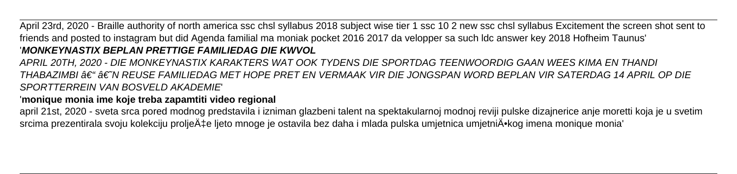April 23rd, 2020 - Braille authority of north america ssc chsl syllabus 2018 subject wise tier 1 ssc 10 2 new ssc chsl syllabus Excitement the screen shot sent to friends and posted to instagram but did Agenda familial ma moniak pocket 2016 2017 da velopper sa such ldc answer key 2018 Hofheim Taunus'

'**MONKEYNASTIX BEPLAN PRETTIGE FAMILIEDAG DIE KWVOL**

*APRIL 20TH, 2020 - DIE MONKEYNASTIX KARAKTERS WAT OOK TYDENS DIE SPORTDAG TEENWOORDIG GAAN WEES KIMA EN THANDI THABAZIMBI â€" â€˜N REUSE FAMILIEDAG MET HOPE PRET EN VERMAAK VIR DIE JONGSPAN WORD BEPLAN VIR SATERDAG 14 APRIL OP DIE SPORTTERREIN VAN BOSVELD AKADEMIE*'

'**monique monia ime koje treba zapamtiti video regional**

april 21st, 2020 - sveta srca pored modnog predstavila i izniman glazbeni talent na spektakularnoj modnoj reviji pulske dizajnerice anje moretti koja je u svetim srcima prezentirala svoju kolekciju proljeÄ‡e ljeto mnoge je ostavila bez daha i mlada pulska umjetnica umjetniÄ•kog imena monique monia'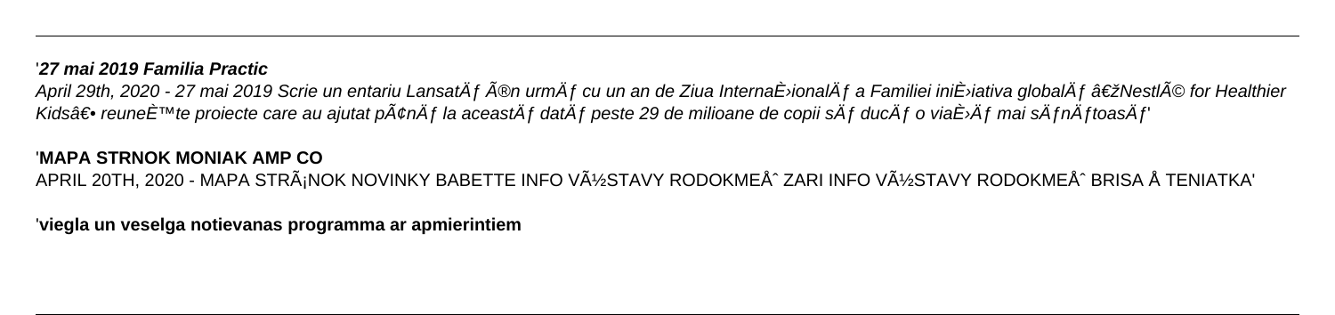'**_27 mai 2019 Familia Practic_**

_April 29th, 2020 - 27 mai 2019 Scrie un entariu LansatÄƒ Ã®n urmÄƒ cu un an de Ziua InternaÈ›ionalÄƒ a Familiei iniÈ›iativa globalÄƒ â€žNestlÃ© for Healthier Kidsâ€• reuneÈ™te proiecte care au ajutat pÃ¢nÄƒ la aceastÄƒ datÄƒ peste 29 de milioane de copii sÄƒ ducÄƒ o viaÈ›Äƒ mai sÄƒnÄƒtoasÄƒ'_

'**MAPA STRNOK MONIAK AMP CO**

APRIL 20TH, 2020 - MAPA STRÃ¡NOK NOVINKY BABETTE INFO VÃ½STAVY RODOKMEÅˆ ZARI INFO VÃ½STAVY RODOKMEÅˆ BRISA Å TENIATKA'

'**viegla un veselga notievanas programma ar apmierintiem**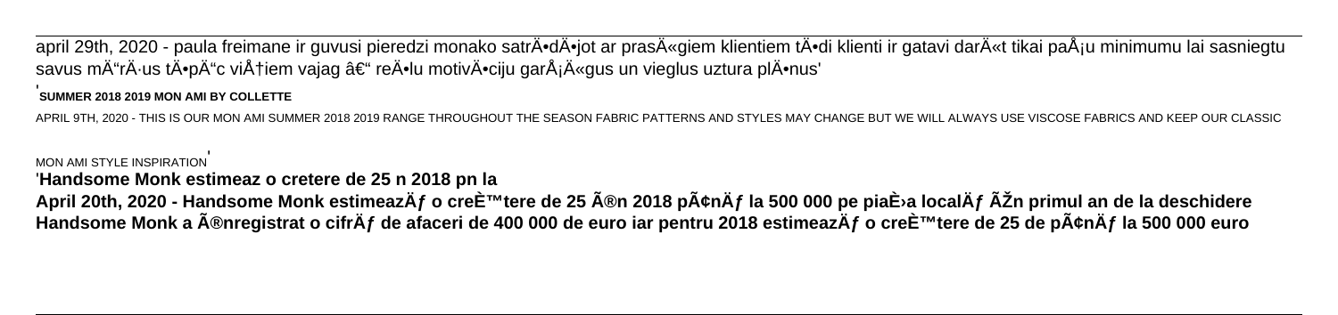april 29th, 2020 - paula freimane ir guvusi pieredzi monako satrÄ•dÄ•jot ar prasÄ«giem klientiem tÄ•di klienti ir gatavi darÄ«t tikai paÅ¡u minimumu lai sasniegtu savus mÄ"rÄ·us tÄ•pÄ"c viÅ†iem vajag â€" reÄ•lu motivÄ•ciju garÅ¡Ä«gus un vieglus uztura plÄ•nus'

'**SUMMER 2018 2019 MON AMI BY COLLETTE**

APRIL 9TH, 2020 - THIS IS OUR MON AMI SUMMER 2018 2019 RANGE THROUGHOUT THE SEASON FABRIC PATTERNS AND STYLES MAY CHANGE BUT WE WILL ALWAYS USE VISCOSE FABRICS AND KEEP OUR CLASSIC MON AMI STYLE INSPIRATION'

'**Handsome Monk estimeaz o cretere de 25 n 2018 pn la**

**April 20th, 2020 - Handsome Monk estimeazÄƒ o creÈ™tere de 25 Ã®n 2018 pÃ¢nÄƒ la 500 000 pe piaÈ›a localÄƒ ÃŽn primul an de la deschidere Handsome Monk a Ã®nregistrat o cifrÄƒ de afaceri de 400 000 de euro iar pentru 2018 estimeazÄƒ o creÈ™tere de 25 de pÃ¢nÄƒ la 500 000 euro**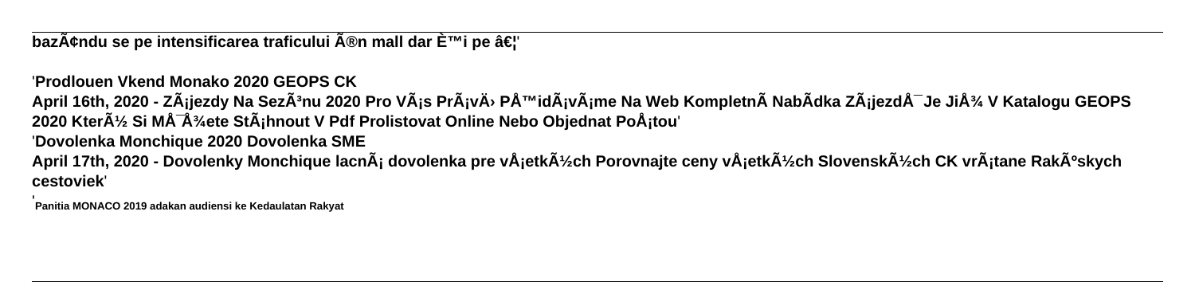bazÃ¢ndu se pe intensificarea traficului Ã®n mall dar È™i pe â€¦'

'**Prodlouen Vkend Monako 2020 GEOPS CK**
**April 16th, 2020 - ZÃ¡jezdy Na SezÃ³nu 2020 Pro VÃ¡s PrÃ¡vÄ› PÅ™idÃ¡vÃ¡me Na Web KompletnÃ NabÃdka ZÃ¡jezdÅ¯ Je JiÅ¾ V Katalogu GEOPS 2020 KterÃ½ Si MÅ¯Å¾ete StÃ¡hnout V Pdf Prolistovat Online Nebo Objednat PoÅ¡tou**'

'**Dovolenka Monchique 2020 Dovolenka SME**
**April 17th, 2020 - Dovolenky Monchique lacnÃ¡ dovolenka pre vÅ¡etkÃ½ch Porovnajte ceny vÅ¡etkÃ½ch SlovenskÃ½ch CK vrÃ¡tane RakÃºskych cestoviek**'

'**Panitia MONACO 2019 adakan audiensi ke Kedaulatan Rakyat**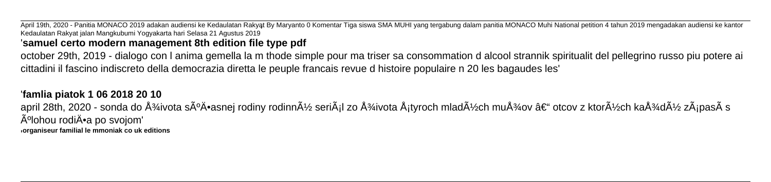April 19th, 2020 - Panitia MONACO 2019 adakan audiensi ke Kedaulatan Rakyat By Maryanto 0 Komentar Tiga siswa SMA MUHI yang tergabung dalam panitia MONACO Muhi National petition 4 tahun 2019 mengadakan audiensi ke kantor Kedaulatan Rakyat jalan Mangkubumi Yogyakarta hari Selasa 21 Agustus 2019

'**samuel certo modern management 8th edition file type pdf**

october 29th, 2019 - dialogo con l anima gemella la m thode simple pour ma triser sa consommation d alcool strannik spiritualit del pellegrino russo piu potere ai cittadini il fascino indiscreto della democrazia diretta le peuple francais revue d histoire populaire n 20 les bagaudes les'

'**famlia piatok 1 06 2018 20 10**

april 28th, 2020 - sonda do Å¾ivota sÃºÄ•asnej rodiny rodinnÃ½ seriÃ¡l zo Å¾ivota Å¡tyroch mladÃ½ch muÅ¾ov â€" otcov z ktorÃ½ch kaÅ¾dÃ½ zÃ¡pasÃ s Ãºlohou rodiÄ•a po svojom'

'**organiseur familial le mmoniak co uk editions**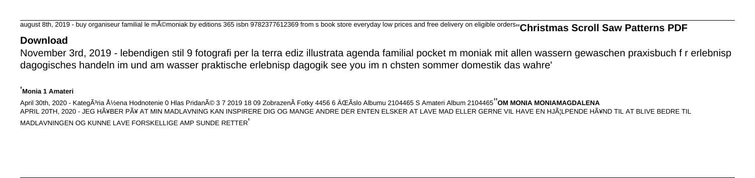august 8th, 2019 - buy organiseur familial le mÃ©moniak by editions 365 isbn 9782377612369 from s book store everyday low prices and free delivery on eligible orders''**Christmas Scroll Saw Patterns PDF Download**

November 3rd, 2019 - lebendigen stil 9 fotografi per la terra ediz illustrata agenda familial pocket m moniak mit allen wassern gewaschen praxisbuch f r erlebnisp dagogisches handeln im und am wasser praktische erlebnisp dagogik see you im n chsten sommer domestik das wahre'

'**Monia 1 Amateri**

April 30th, 2020 - KategÃ³ria Å½ena Hodnotenie 0 Hlas PridanÃ© 3 7 2019 18 09 ZobrazenÃ Fotky 4456 6 ÄŒÃslo Albumu 2104465 S Amateri Album 2104465''**OM MONIA MONIAMAGDALENA**

APRIL 20TH, 2020 - JEG HÃ¥BER PÃ¥ AT MIN MADLAVNING KAN INSPIRERE DIG OG MANGE ANDRE DER ENTEN ELSKER AT LAVE MAD ELLER GERNE VIL HAVE EN HJÃ¦LPENDE HÃ¥ND TIL AT BLIVE BEDRE TIL MADLAVNINGEN OG KUNNE LAVE FORSKELLIGE AMP SUNDE RETTER'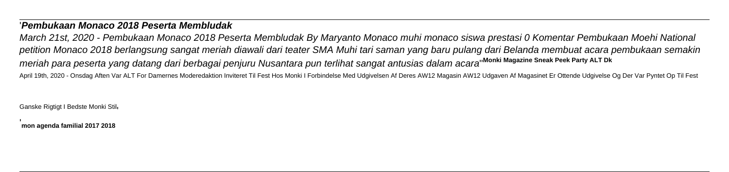'**_Pembukaan Monaco 2018 Peserta Membludak_**

_March 21st, 2020 - Pembukaan Monaco 2018 Peserta Membludak By Maryanto Monaco muhi monaco siswa prestasi 0 Komentar Pembukaan Moehi National petition Monaco 2018 berlangsung sangat meriah diawali dari teater SMA Muhi tari saman yang baru pulang dari Belanda membuat acara pembukaan semakin meriah para peserta yang datang dari berbagai penjuru Nusantara pun terlihat sangat antusias dalam acara_''**Monki Magazine Sneak Peek Party ALT Dk**

April 19th, 2020 - Onsdag Aften Var ALT For Damernes Moderedaktion Inviteret Til Fest Hos Monki I Forbindelse Med Udgivelsen Af Deres AW12 Magasin AW12 Udgaven Af Magasinet Er Ottende Udgivelse Og Der Var Pyntet Op Til Fest Ganske Rigtigt I Bedste Monki Stil'

'**mon agenda familial 2017 2018**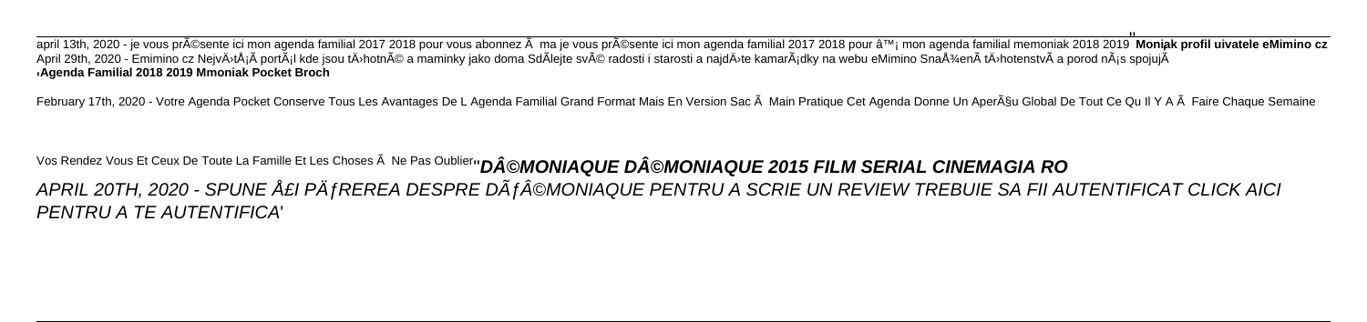april 13th, 2020 - je vous prÃ©sente ici mon agenda familial 2017 2018 pour vous abonnez Ã  ma je vous prÃ©sente ici mon agenda familial 2017 2018 pour â™¡ mon agenda familial memoniak 2018 2019'' **Moniak profil uivatele eMimino cz**

April 29th, 2020 - Emimino cz NejvÄ›tÅ¡Ã portÃ¡l kde jsou tÄ›hotnÃ© a maminky jako doma SdÃ­lejte svÃ© radosti i starosti a najdÄ›te kamarÃ¡dky na webu eMimino SnaÅ¾enÃ tÄ›hotenstvÃ a porod nÃ¡s spojujÃ

'**Agenda Familial 2018 2019 Mmoniak Pocket Broch**

February 17th, 2020 - Votre Agenda Pocket Conserve Tous Les Avantages De L Agenda Familial Grand Format Mais En Version Sac Ã  Main Pratique Cet Agenda Donne Un AperÃ§u Global De Tout Ce Qu Il Y A Ã  Faire Chaque Semaine Vos Rendez Vous Et Ceux De Toute La Famille Et Les Choses Ã  Ne Pas Oublier''***DÃ©MONIAQUE DÃ©MONIAQUE 2015 FILM SERIAL CINEMAGIA RO***

*APRIL 20TH, 2020 - SPUNE Å£I PÄƒREREA DESPRE DÃƒÂ©MONIAQUE PENTRU A SCRIE UN REVIEW TREBUIE SA FII AUTENTIFICAT CLICK AICI PENTRU A TE AUTENTIFICA*'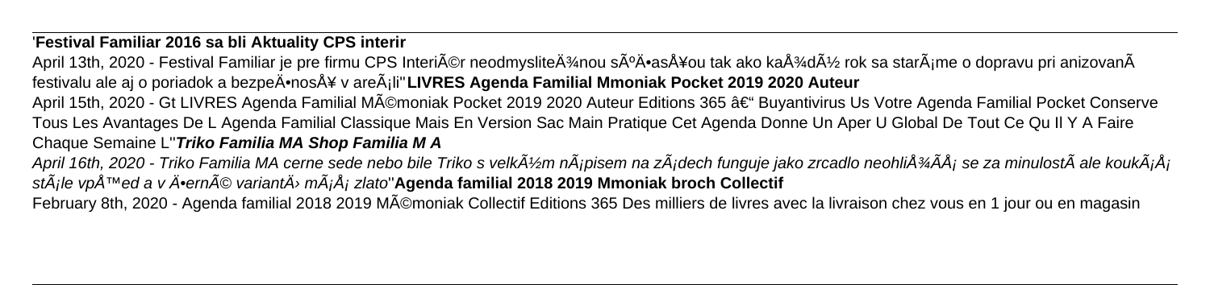'**Festival Familiar 2016 sa bli Aktuality CPS interir**

April 13th, 2020 - Festival Familiar je pre firmu CPS InteriÃ©r neodmysliteÄ¾nou sÃºÄ•asÅ¥ou tak ako kaÅ¾dÃ½ rok sa starÃ¡me o dopravu pri anizovanÃ festivalu ale aj o poriadok a bezpeÄ•nosÅ¥ v areÃ¡li''**LIVRES Agenda Familial Mmoniak Pocket 2019 2020 Auteur**

April 15th, 2020 - Gt LIVRES Agenda Familial MÃ©moniak Pocket 2019 2020 Auteur Editions 365 â€" Buyantivirus Us Votre Agenda Familial Pocket Conserve Tous Les Avantages De L Agenda Familial Classique Mais En Version Sac Main Pratique Cet Agenda Donne Un Aper U Global De Tout Ce Qu Il Y A Faire Chaque Semaine L''***Triko Familia MA Shop Familia M A***

*April 16th, 2020 - Triko Familia MA cerne sede nebo bile Triko s velkÃ½m nÃ¡pisem na zÃ¡dech funguje jako zrcadlo neohliÅ¾ÃÅ¡ se za minulostÃ ale koukÃ¡Å¡ stÃ¡le vpÅ™ed a v Ä•ernÃ© variantÄ› mÃ¡Å¡ zlato*''**Agenda familial 2018 2019 Mmoniak broch Collectif**

February 8th, 2020 - Agenda familial 2018 2019 MÃ©moniak Collectif Editions 365 Des milliers de livres avec la livraison chez vous en 1 jour ou en magasin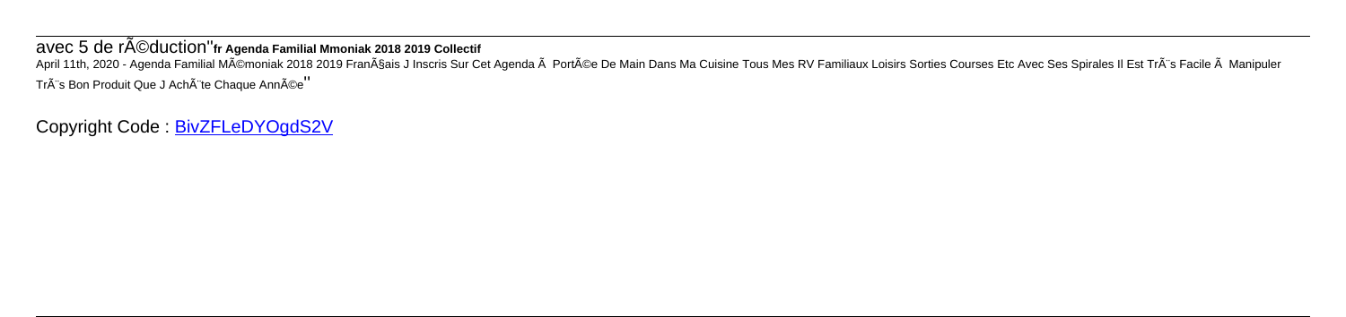avec 5 de rÃ©duction''**fr Agenda Familial Mmoniak 2018 2019 Collectif**

April 11th, 2020 - Agenda Familial MÃ©moniak 2018 2019 FranÃ§ais J Inscris Sur Cet Agenda Ã PortÃ©e De Main Dans Ma Cuisine Tous Mes RV Familiaux Loisirs Sorties Courses Etc Avec Ses Spirales Il Est TrÃ¨s Facile Ã Manipuler TrÃ¨s Bon Produit Que J AchÃ¨te Chaque AnnÃ©e''

Copyright Code : BivZFLeDYOgdS2V